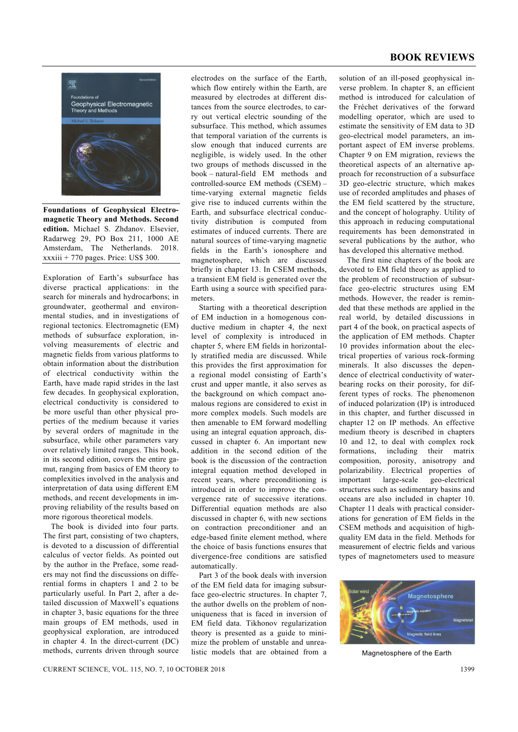# BOOK REVIEWS

**Foundations of Geophysical Electromagnetic Theory and Methods. Second edition.** Michael S. Zhdanov. Elsevier, Radarweg 29, PO Box 211, 1000 AE Amsterdam, The Netherlands. 2018. xxxiii + 770 pages. Price: US$ 300.

Exploration of Earth's subsurface has diverse practical applications: in the search for minerals and hydrocarbons; in groundwater, geothermal and environmental studies, and in investigations of regional tectonics. Electromagnetic (EM) methods of subsurface exploration, involving measurements of electric and magnetic fields from various platforms to obtain information about the distribution of electrical conductivity within the Earth, have made rapid strides in the last few decades. In geophysical exploration, electrical conductivity is considered to be more useful than other physical properties of the medium because it varies by several orders of magnitude in the subsurface, while other parameters vary over relatively limited ranges. This book, in its second edition, covers the entire gamut, ranging from basics of EM theory to complexities involved in the analysis and interpretation of data using different EM methods, and recent developments in improving reliability of the results based on more rigorous theoretical models.

The book is divided into four parts. The first part, consisting of two chapters, is devoted to a discussion of differential calculus of vector fields. As pointed out by the author in the Preface, some readers may not find the discussions on differential forms in chapters 1 and 2 to be particularly useful. In Part 2, after a detailed discussion of Maxwell's equations in chapter 3, basic equations for the three main groups of EM methods, used in geophysical exploration, are introduced in chapter 4. In the direct-current (DC) methods, currents driven through source electrodes on the surface of the Earth, which flow entirely within the Earth, are measured by electrodes at different distances from the source electrodes, to carry out vertical electric sounding of the subsurface. This method, which assumes that temporal variation of the currents is slow enough that induced currents are negligible, is widely used. In the other two groups of methods discussed in the book – natural-field EM methods and controlled-source EM methods (CSEM) – time-varying external magnetic fields give rise to induced currents within the Earth, and subsurface electrical conductivity distribution is computed from estimates of induced currents. There are natural sources of time-varying magnetic fields in the Earth's ionosphere and magnetosphere, which are discussed briefly in chapter 13. In CSEM methods, a transient EM field is generated over the Earth using a source with specified parameters.

Starting with a theoretical description of EM induction in a homogenous conductive medium in chapter 4, the next level of complexity is introduced in chapter 5, where EM fields in horizontally stratified media are discussed. While this provides the first approximation for a regional model consisting of Earth's crust and upper mantle, it also serves as the background on which compact anomalous regions are considered to exist in more complex models. Such models are then amenable to EM forward modelling using an integral equation approach, discussed in chapter 6. An important new addition in the second edition of the book is the discussion of the contraction integral equation method developed in recent years, where preconditioning is introduced in order to improve the convergence rate of successive iterations. Differential equation methods are also discussed in chapter 6, with new sections on contraction preconditioner and an edge-based finite element method, where the choice of basis functions ensures that divergence-free conditions are satisfied automatically.

Part 3 of the book deals with inversion of the EM field data for imaging subsurface geo-electric structures. In chapter 7, the author dwells on the problem of non-uniqueness that is faced in inversion of EM field data. Tikhonov regularization theory is presented as a guide to minimize the problem of unstable and unrealistic models that are obtained from a solution of an ill-posed geophysical inverse problem. In chapter 8, an efficient method is introduced for calculation of the Fréchet derivatives of the forward modelling operator, which are used to estimate the sensitivity of EM data to 3D geo-electrical model parameters, an important aspect of EM inverse problems. Chapter 9 on EM migration, reviews the theoretical aspects of an alternative approach for reconstruction of a subsurface 3D geo-electric structure, which makes use of recorded amplitudes and phases of the EM field scattered by the structure, and the concept of holography. Utility of this approach in reducing computational requirements has been demonstrated in several publications by the author, who has developed this alternative method.

The first nine chapters of the book are devoted to EM field theory as applied to the problem of reconstruction of subsurface geo-electric structures using EM methods. However, the reader is reminded that these methods are applied in the real world, by detailed discussions in part 4 of the book, on practical aspects of the application of EM methods. Chapter 10 provides information about the electrical properties of various rock-forming minerals. It also discusses the dependence of electrical conductivity of water-bearing rocks on their porosity, for different types of rocks. The phenomenon of induced polarization (IP) is introduced in this chapter, and further discussed in chapter 12 on IP methods. An effective medium theory is described in chapters 10 and 12, to deal with complex rock formations, including their matrix composition, porosity, anisotropy and polarizability. Electrical properties of important large-scale geo-electrical structures such as sedimentary basins and oceans are also included in chapter 10. Chapter 11 deals with practical considerations for generation of EM fields in the CSEM methods and acquisition of high-quality EM data in the field. Methods for measurement of electric fields and various types of magnetometers used to measure

Magnetosphere of the Earth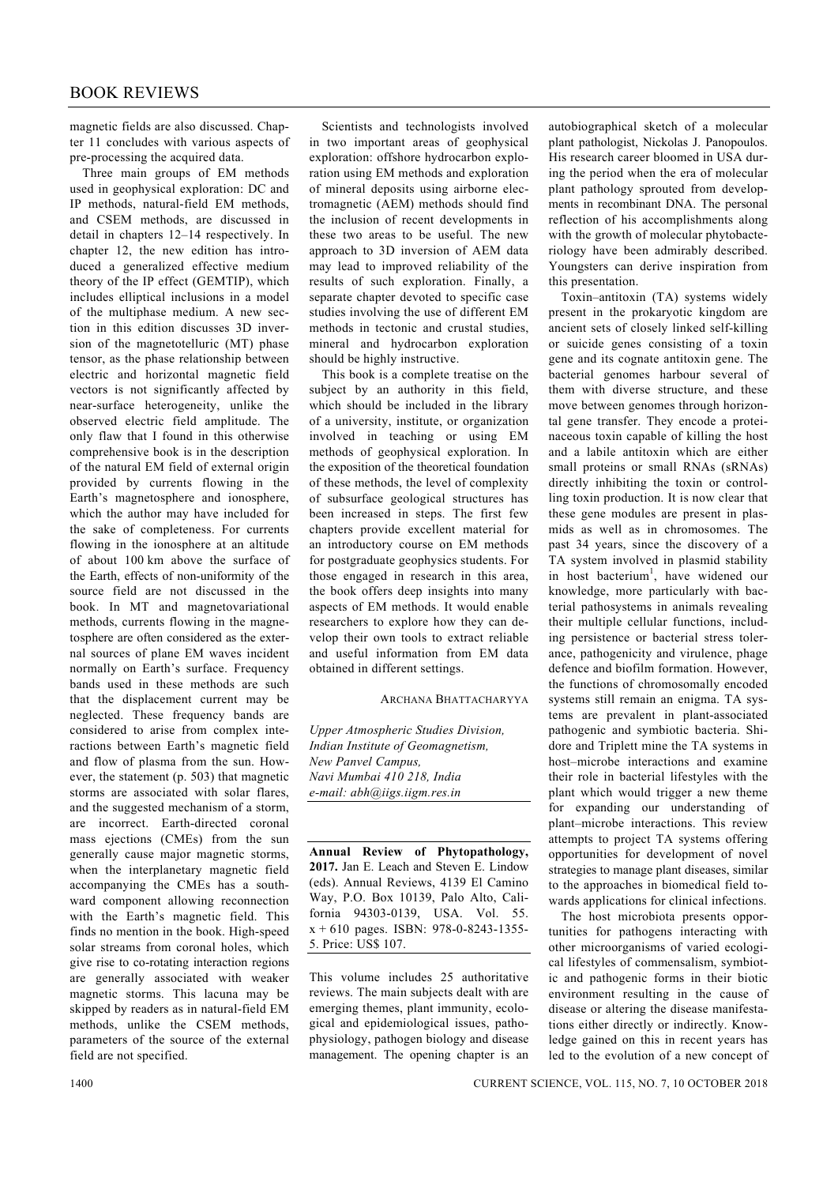magnetic fields are also discussed. Chapter 11 concludes with various aspects of pre-processing the acquired data.

Three main groups of EM methods used in geophysical exploration: DC and IP methods, natural-field EM methods, and CSEM methods, are discussed in detail in chapters 12–14 respectively. In chapter 12, the new edition has introduced a generalized effective medium theory of the IP effect (GEMTIP), which includes elliptical inclusions in a model of the multiphase medium. A new section in this edition discusses 3D inversion of the magnetotelluric (MT) phase tensor, as the phase relationship between electric and horizontal magnetic field vectors is not significantly affected by near-surface heterogeneity, unlike the observed electric field amplitude. The only flaw that I found in this otherwise comprehensive book is in the description of the natural EM field of external origin provided by currents flowing in the Earth's magnetosphere and ionosphere, which the author may have included for the sake of completeness. For currents flowing in the ionosphere at an altitude of about 100 km above the surface of the Earth, effects of non-uniformity of the source field are not discussed in the book. In MT and magnetovariational methods, currents flowing in the magnetosphere are often considered as the external sources of plane EM waves incident normally on Earth's surface. Frequency bands used in these methods are such that the displacement current may be neglected. These frequency bands are considered to arise from complex interactions between Earth's magnetic field and flow of plasma from the sun. However, the statement (p. 503) that magnetic storms are associated with solar flares, and the suggested mechanism of a storm, are incorrect. Earth-directed coronal mass ejections (CMEs) from the sun generally cause major magnetic storms, when the interplanetary magnetic field accompanying the CMEs has a southward component allowing reconnection with the Earth's magnetic field. This finds no mention in the book. High-speed solar streams from coronal holes, which give rise to co-rotating interaction regions are generally associated with weaker magnetic storms. This lacuna may be skipped by readers as in natural-field EM methods, unlike the CSEM methods, parameters of the source of the external field are not specified.

Scientists and technologists involved in two important areas of geophysical exploration: offshore hydrocarbon exploration using EM methods and exploration of mineral deposits using airborne electromagnetic (AEM) methods should find the inclusion of recent developments in these two areas to be useful. The new approach to 3D inversion of AEM data may lead to improved reliability of the results of such exploration. Finally, a separate chapter devoted to specific case studies involving the use of different EM methods in tectonic and crustal studies, mineral and hydrocarbon exploration should be highly instructive.

This book is a complete treatise on the subject by an authority in this field, which should be included in the library of a university, institute, or organization involved in teaching or using EM methods of geophysical exploration. In the exposition of the theoretical foundation of these methods, the level of complexity of subsurface geological structures has been increased in steps. The first few chapters provide excellent material for an introductory course on EM methods for postgraduate geophysics students. For those engaged in research in this area, the book offers deep insights into many aspects of EM methods. It would enable researchers to explore how they can develop their own tools to extract reliable and useful information from EM data obtained in different settings.

ARCHANA BHATTACHARYYA

*Upper Atmospheric Studies Division,*
*Indian Institute of Geomagnetism,*
*New Panvel Campus,*
*Navi Mumbai 410 218, India*
*e-mail: abh@iigs.iigm.res.in*

---

**Annual Review of Phytopathology, 2017.** Jan E. Leach and Steven E. Lindow (eds). Annual Reviews, 4139 El Camino Way, P.O. Box 10139, Palo Alto, California 94303-0139, USA. Vol. 55. x + 610 pages. ISBN: 978-0-8243-1355-5. Price: US$ 107.

This volume includes 25 authoritative reviews. The main subjects dealt with are emerging themes, plant immunity, ecological and epidemiological issues, pathophysiology, pathogen biology and disease management. The opening chapter is an autobiographical sketch of a molecular plant pathologist, Nickolas J. Panopoulos. His research career bloomed in USA during the period when the era of molecular plant pathology sprouted from developments in recombinant DNA. The personal reflection of his accomplishments along with the growth of molecular phytobacteriology have been admirably described. Youngsters can derive inspiration from this presentation.

Toxin–antitoxin (TA) systems widely present in the prokaryotic kingdom are ancient sets of closely linked self-killing or suicide genes consisting of a toxin gene and its cognate antitoxin gene. The bacterial genomes harbour several of them with diverse structure, and these move between genomes through horizontal gene transfer. They encode a proteinaceous toxin capable of killing the host and a labile antitoxin which are either small proteins or small RNAs (sRNAs) directly inhibiting the toxin or controlling toxin production. It is now clear that these gene modules are present in plasmids as well as in chromosomes. The past 34 years, since the discovery of a TA system involved in plasmid stability in host bacterium[1], have widened our knowledge, more particularly with bacterial pathosystems in animals revealing their multiple cellular functions, including persistence or bacterial stress tolerance, pathogenicity and virulence, phage defence and biofilm formation. However, the functions of chromosomally encoded systems still remain an enigma. TA systems are prevalent in plant-associated pathogenic and symbiotic bacteria. Shidore and Triplett mine the TA systems in host–microbe interactions and examine their role in bacterial lifestyles with the plant which would trigger a new theme for expanding our understanding of plant–microbe interactions. This review attempts to project TA systems offering opportunities for development of novel strategies to manage plant diseases, similar to the approaches in biomedical field towards applications for clinical infections.

The host microbiota presents opportunities for pathogens interacting with other microorganisms of varied ecological lifestyles of commensalism, symbiotic and pathogenic forms in their biotic environment resulting in the cause of disease or altering the disease manifestations either directly or indirectly. Knowledge gained on this in recent years has led to the evolution of a new concept of